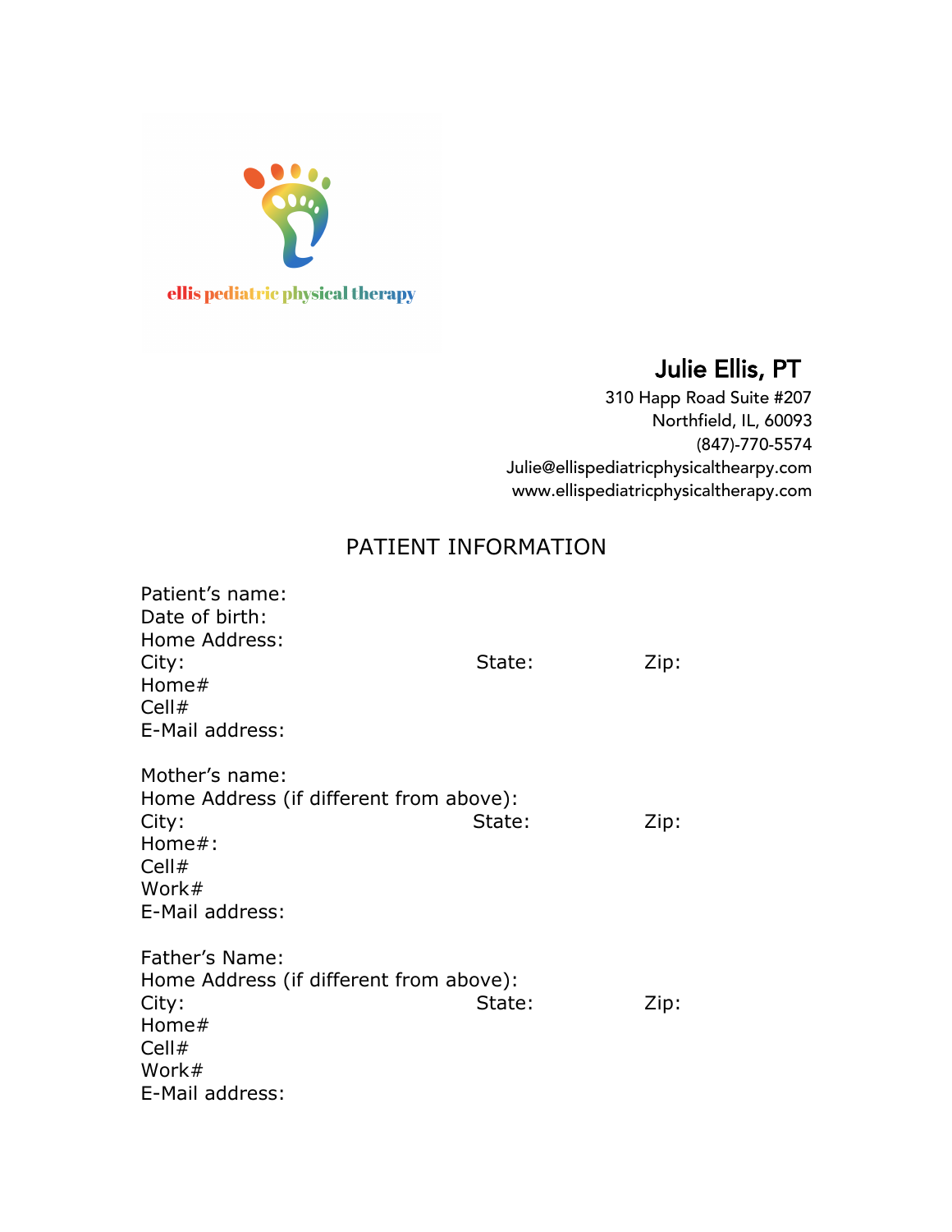ellis pediatric physical therapy

**Julie Ellis, PT**
310 Happ Road Suite #207
Northfield, IL, 60093
(847)-770-5574
Julie@ellispediatricphysicalthearpy.com
www.ellispediatricphysicaltherapy.com

## PATIENT INFORMATION

Patient's name:
Date of birth:
Home Address:
City: State: Zip:
Home#
Cell#
E-Mail address:

Mother's name:
Home Address (if different from above):
City: State: Zip:
Home#:
Cell#
Work#
E-Mail address:

Father's Name:
Home Address (if different from above):
City: State: Zip:
Home#
Cell#
Work#
E-Mail address: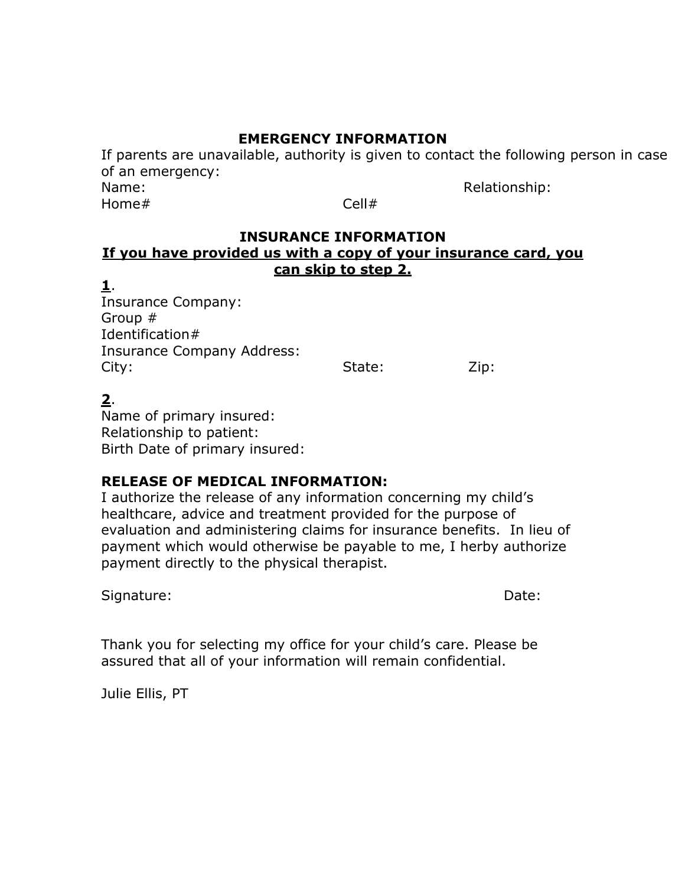## EMERGENCY INFORMATION

If parents are unavailable, authority is given to contact the following person in case of an emergency:

Name: Relationship:

Home# Cell#

## INSURANCE INFORMATION

**If you have provided us with a copy of your insurance card, you can skip to step 2.**

**1**.

Insurance Company:

Group #

Identification#

Insurance Company Address:

City: State: Zip:

**2**.

Name of primary insured:

Relationship to patient:

Birth Date of primary insured:

**RELEASE OF MEDICAL INFORMATION:**

I authorize the release of any information concerning my child's healthcare, advice and treatment provided for the purpose of evaluation and administering claims for insurance benefits. In lieu of payment which would otherwise be payable to me, I herby authorize payment directly to the physical therapist.

Signature: Date:

Thank you for selecting my office for your child's care. Please be assured that all of your information will remain confidential.

Julie Ellis, PT